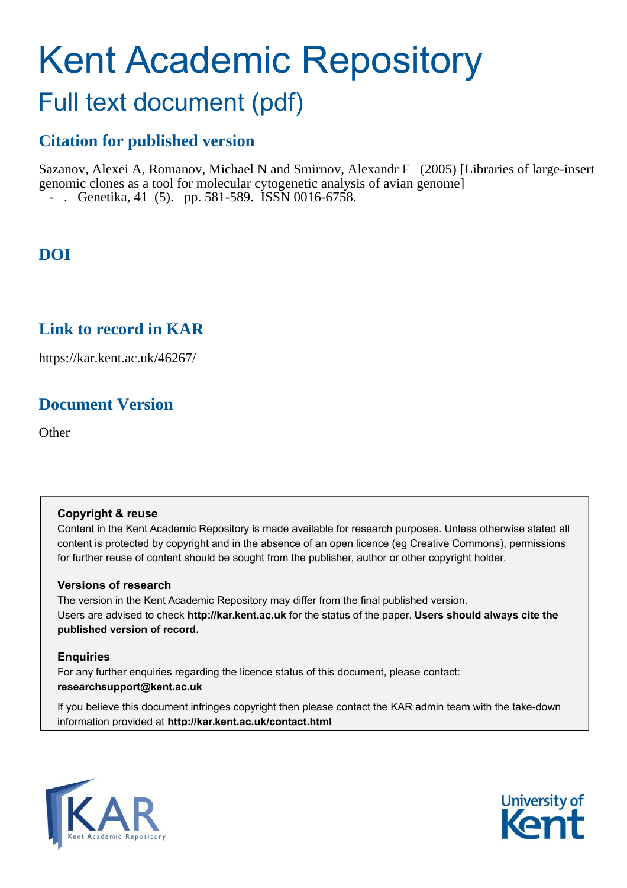# Kent Academic Repository

## Full text document (pdf)

### Citation for published version

Sazanov, Alexei A, Romanov, Michael N and Smirnov, Alexandr F (2005) [Libraries of large-insert genomic clones as a tool for molecular cytogenetic analysis of avian genome] - . Genetika, 41 (5). pp. 581-589. ISSN 0016-6758.

### DOI

### Link to record in KAR

https://kar.kent.ac.uk/46267/

### Document Version

Other

**Copyright & reuse**

Content in the Kent Academic Repository is made available for research purposes. Unless otherwise stated all content is protected by copyright and in the absence of an open licence (eg Creative Commons), permissions for further reuse of content should be sought from the publisher, author or other copyright holder.

**Versions of research**

The version in the Kent Academic Repository may differ from the final published version. Users are advised to check **http://kar.kent.ac.uk** for the status of the paper. **Users should always cite the published version of record.**

**Enquiries**

For any further enquiries regarding the licence status of this document, please contact: **researchsupport@kent.ac.uk**

If you believe this document infringes copyright then please contact the KAR admin team with the take-down information provided at **http://kar.kent.ac.uk/contact.html**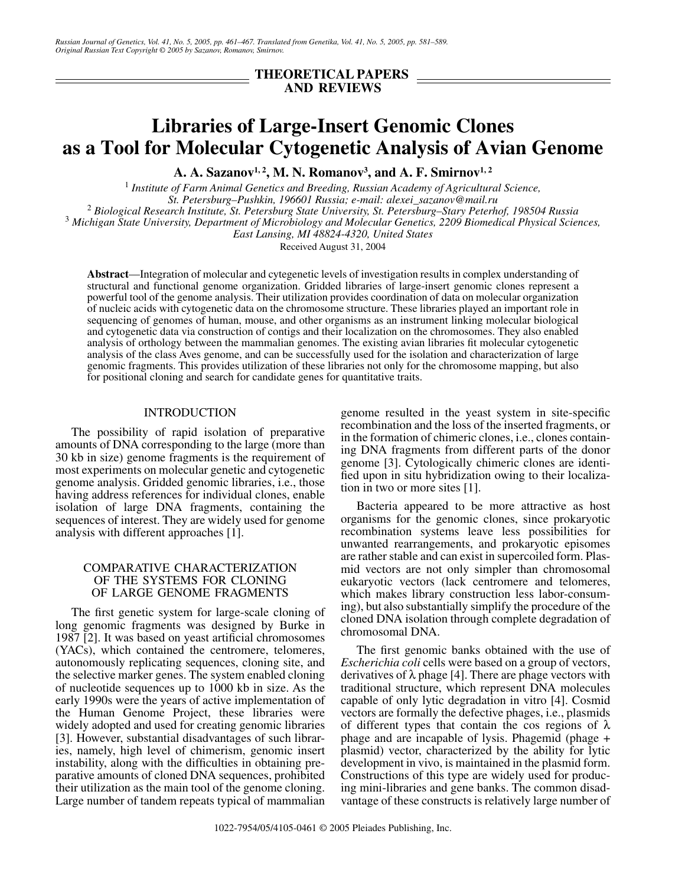THEORETICAL PAPERS AND REVIEWS

# Libraries of Large-Insert Genomic Clones as a Tool for Molecular Cytogenetic Analysis of Avian Genome

**A. A. Sazanov[1, 2], M. N. Romanov[3], and A. F. Smirnov[1, 2]**

[1] *Institute of Farm Animal Genetics and Breeding, Russian Academy of Agricultural Science, St. Petersburg–Pushkin, 196601 Russia; e-mail: alexei_sazanov@mail.ru*

[2] *Biological Research Institute, St. Petersburg State University, St. Petersburg–Stary Peterhof, 198504 Russia*

[3] *Michigan State University, Department of Microbiology and Molecular Genetics, 2209 Biomedical Physical Sciences, East Lansing, MI 48824-4320, United States*

Received August 31, 2004

**Abstract**—Integration of molecular and cytegenetic levels of investigation results in complex understanding of structural and functional genome organization. Gridded libraries of large-insert genomic clones represent a powerful tool of the genome analysis. Their utilization provides coordination of data on molecular organization of nucleic acids with cytogenetic data on the chromosome structure. These libraries played an important role in sequencing of genomes of human, mouse, and other organisms as an instrument linking molecular biological and cytogenetic data via construction of contigs and their localization on the chromosomes. They also enabled analysis of orthology between the mammalian genomes. The existing avian libraries fit molecular cytogenetic analysis of the class Aves genome, and can be successfully used for the isolation and characterization of large genomic fragments. This provides utilization of these libraries not only for the chromosome mapping, but also for positional cloning and search for candidate genes for quantitative traits.

## INTRODUCTION

The possibility of rapid isolation of preparative amounts of DNA corresponding to the large (more than 30 kb in size) genome fragments is the requirement of most experiments on molecular genetic and cytogenetic genome analysis. Gridded genomic libraries, i.e., those having address references for individual clones, enable isolation of large DNA fragments, containing the sequences of interest. They are widely used for genome analysis with different approaches [1].

## COMPARATIVE CHARACTERIZATION OF THE SYSTEMS FOR CLONING OF LARGE GENOME FRAGMENTS

The first genetic system for large-scale cloning of long genomic fragments was designed by Burke in 1987 [2]. It was based on yeast artificial chromosomes (YACs), which contained the centromere, telomeres, autonomously replicating sequences, cloning site, and the selective marker genes. The system enabled cloning of nucleotide sequences up to 1000 kb in size. As the early 1990s were the years of active implementation of the Human Genome Project, these libraries were widely adopted and used for creating genomic libraries [3]. However, substantial disadvantages of such libraries, namely, high level of chimerism, genomic insert instability, along with the difficulties in obtaining preparative amounts of cloned DNA sequences, prohibited their utilization as the main tool of the genome cloning. Large number of tandem repeats typical of mammalian genome resulted in the yeast system in site-specific recombination and the loss of the inserted fragments, or in the formation of chimeric clones, i.e., clones containing DNA fragments from different parts of the donor genome [3]. Cytologically chimeric clones are identified upon in situ hybridization owing to their localization in two or more sites [1].

Bacteria appeared to be more attractive as host organisms for the genomic clones, since prokaryotic recombination systems leave less possibilities for unwanted rearrangements, and prokaryotic episomes are rather stable and can exist in supercoiled form. Plasmid vectors are not only simpler than chromosomal eukaryotic vectors (lack centromere and telomeres, which makes library construction less labor-consuming), but also substantially simplify the procedure of the cloned DNA isolation through complete degradation of chromosomal DNA.

The first genomic banks obtained with the use of *Escherichia coli* cells were based on a group of vectors, derivatives of λ phage [4]. There are phage vectors with traditional structure, which represent DNA molecules capable of only lytic degradation in vitro [4]. Cosmid vectors are formally the defective phages, i.e., plasmids of different types that contain the cos regions of λ phage and are incapable of lysis. Phagemid (phage + plasmid) vector, characterized by the ability for lytic development in vivo, is maintained in the plasmid form. Constructions of this type are widely used for producing mini-libraries and gene banks. The common disadvantage of these constructs is relatively large number of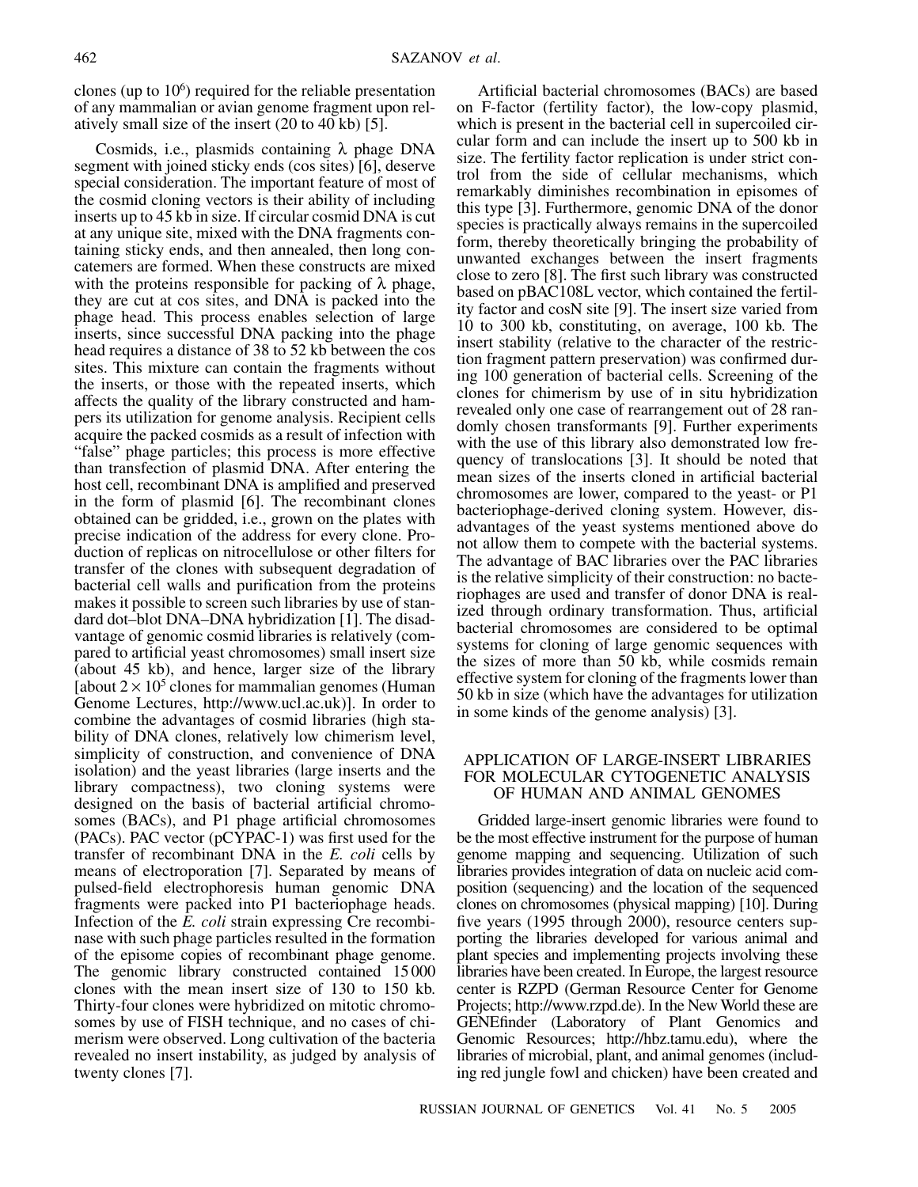clones (up to $10^6$) required for the reliable presentation of any mammalian or avian genome fragment upon relatively small size of the insert (20 to 40 kb) [5].

Cosmids, i.e., plasmids containing $\lambda$ phage DNA segment with joined sticky ends (cos sites) [6], deserve special consideration. The important feature of most of the cosmid cloning vectors is their ability of including inserts up to 45 kb in size. If circular cosmid DNA is cut at any unique site, mixed with the DNA fragments containing sticky ends, and then annealed, then long concatemers are formed. When these constructs are mixed with the proteins responsible for packing of $\lambda$ phage, they are cut at cos sites, and DNA is packed into the phage head. This process enables selection of large inserts, since successful DNA packing into the phage head requires a distance of 38 to 52 kb between the cos sites. This mixture can contain the fragments without the inserts, or those with the repeated inserts, which affects the quality of the library constructed and hampers its utilization for genome analysis. Recipient cells acquire the packed cosmids as a result of infection with "false" phage particles; this process is more effective than transfection of plasmid DNA. After entering the host cell, recombinant DNA is amplified and preserved in the form of plasmid [6]. The recombinant clones obtained can be gridded, i.e., grown on the plates with precise indication of the address for every clone. Production of replicas on nitrocellulose or other filters for transfer of the clones with subsequent degradation of bacterial cell walls and purification from the proteins makes it possible to screen such libraries by use of standard dot–blot DNA–DNA hybridization [1]. The disadvantage of genomic cosmid libraries is relatively (compared to artificial yeast chromosomes) small insert size (about 45 kb), and hence, larger size of the library [about $2 \times 10^5$ clones for mammalian genomes (Human Genome Lectures, http://www.ucl.ac.uk)]. In order to combine the advantages of cosmid libraries (high stability of DNA clones, relatively low chimerism level, simplicity of construction, and convenience of DNA isolation) and the yeast libraries (large inserts and the library compactness), two cloning systems were designed on the basis of bacterial artificial chromosomes (BACs), and P1 phage artificial chromosomes (PACs). PAC vector (pCYPAC-1) was first used for the transfer of recombinant DNA in the *E. coli* cells by means of electroporation [7]. Separated by means of pulsed-field electrophoresis human genomic DNA fragments were packed into P1 bacteriophage heads. Infection of the *E. coli* strain expressing Cre recombinase with such phage particles resulted in the formation of the episome copies of recombinant phage genome. The genomic library constructed contained 15 000 clones with the mean insert size of 130 to 150 kb. Thirty-four clones were hybridized on mitotic chromosomes by use of FISH technique, and no cases of chimerism were observed. Long cultivation of the bacteria revealed no insert instability, as judged by analysis of twenty clones [7].

Artificial bacterial chromosomes (BACs) are based on F-factor (fertility factor), the low-copy plasmid, which is present in the bacterial cell in supercoiled circular form and can include the insert up to 500 kb in size. The fertility factor replication is under strict control from the side of cellular mechanisms, which remarkably diminishes recombination in episomes of this type [3]. Furthermore, genomic DNA of the donor species is practically always remains in the supercoiled form, thereby theoretically bringing the probability of unwanted exchanges between the insert fragments close to zero [8]. The first such library was constructed based on pBAC108L vector, which contained the fertility factor and cosN site [9]. The insert size varied from 10 to 300 kb, constituting, on average, 100 kb. The insert stability (relative to the character of the restriction fragment pattern preservation) was confirmed during 100 generation of bacterial cells. Screening of the clones for chimerism by use of in situ hybridization revealed only one case of rearrangement out of 28 randomly chosen transformants [9]. Further experiments with the use of this library also demonstrated low frequency of translocations [3]. It should be noted that mean sizes of the inserts cloned in artificial bacterial chromosomes are lower, compared to the yeast- or P1 bacteriophage-derived cloning system. However, disadvantages of the yeast systems mentioned above do not allow them to compete with the bacterial systems. The advantage of BAC libraries over the PAC libraries is the relative simplicity of their construction: no bacteriophages are used and transfer of donor DNA is realized through ordinary transformation. Thus, artificial bacterial chromosomes are considered to be optimal systems for cloning of large genomic sequences with the sizes of more than 50 kb, while cosmids remain effective system for cloning of the fragments lower than 50 kb in size (which have the advantages for utilization in some kinds of the genome analysis) [3].

## APPLICATION OF LARGE-INSERT LIBRARIES FOR MOLECULAR CYTOGENETIC ANALYSIS OF HUMAN AND ANIMAL GENOMES

Gridded large-insert genomic libraries were found to be the most effective instrument for the purpose of human genome mapping and sequencing. Utilization of such libraries provides integration of data on nucleic acid composition (sequencing) and the location of the sequenced clones on chromosomes (physical mapping) [10]. During five years (1995 through 2000), resource centers supporting the libraries developed for various animal and plant species and implementing projects involving these libraries have been created. In Europe, the largest resource center is RZPD (German Resource Center for Genome Projects; http://www.rzpd.de). In the New World these are GENEfinder (Laboratory of Plant Genomics and Genomic Resources; http://hbz.tamu.edu), where the libraries of microbial, plant, and animal genomes (including red jungle fowl and chicken) have been created and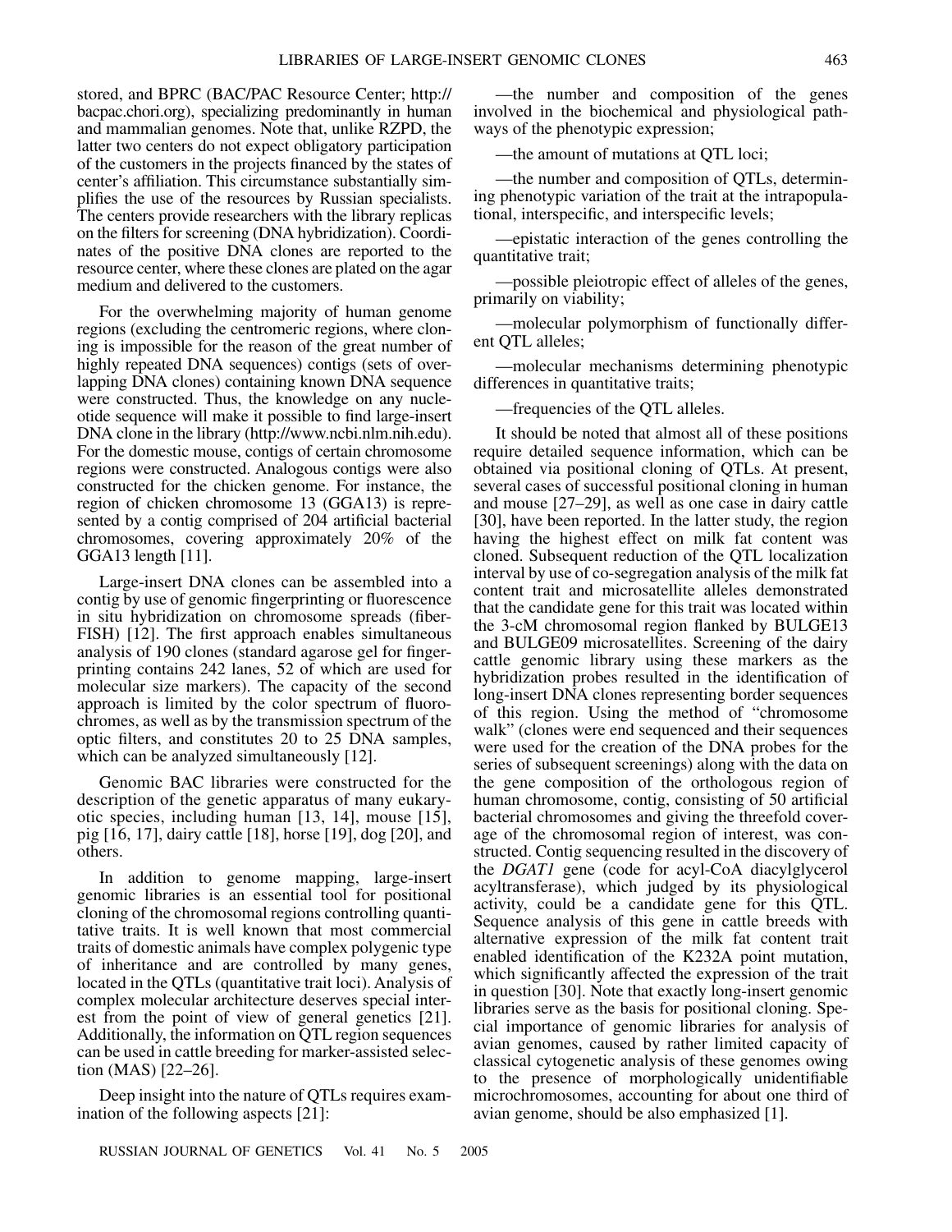stored, and BPRC (BAC/PAC Resource Center; http://bacpac.chori.org), specializing predominantly in human and mammalian genomes. Note that, unlike RZPD, the latter two centers do not expect obligatory participation of the customers in the projects financed by the states of center's affiliation. This circumstance substantially simplifies the use of the resources by Russian specialists. The centers provide researchers with the library replicas on the filters for screening (DNA hybridization). Coordinates of the positive DNA clones are reported to the resource center, where these clones are plated on the agar medium and delivered to the customers.

For the overwhelming majority of human genome regions (excluding the centromeric regions, where cloning is impossible for the reason of the great number of highly repeated DNA sequences) contigs (sets of overlapping DNA clones) containing known DNA sequence were constructed. Thus, the knowledge on any nucleotide sequence will make it possible to find large-insert DNA clone in the library (http://www.ncbi.nlm.nih.edu). For the domestic mouse, contigs of certain chromosome regions were constructed. Analogous contigs were also constructed for the chicken genome. For instance, the region of chicken chromosome 13 (GGA13) is represented by a contig comprised of 204 artificial bacterial chromosomes, covering approximately 20% of the GGA13 length [11].

Large-insert DNA clones can be assembled into a contig by use of genomic fingerprinting or fluorescence in situ hybridization on chromosome spreads (fiber-FISH) [12]. The first approach enables simultaneous analysis of 190 clones (standard agarose gel for fingerprinting contains 242 lanes, 52 of which are used for molecular size markers). The capacity of the second approach is limited by the color spectrum of fluorochromes, as well as by the transmission spectrum of the optic filters, and constitutes 20 to 25 DNA samples, which can be analyzed simultaneously [12].

Genomic BAC libraries were constructed for the description of the genetic apparatus of many eukaryotic species, including human [13, 14], mouse [15], pig [16, 17], dairy cattle [18], horse [19], dog [20], and others.

In addition to genome mapping, large-insert genomic libraries is an essential tool for positional cloning of the chromosomal regions controlling quantitative traits. It is well known that most commercial traits of domestic animals have complex polygenic type of inheritance and are controlled by many genes, located in the QTLs (quantitative trait loci). Analysis of complex molecular architecture deserves special interest from the point of view of general genetics [21]. Additionally, the information on QTL region sequences can be used in cattle breeding for marker-assisted selection (MAS) [22–26].

Deep insight into the nature of QTLs requires examination of the following aspects [21]:

—the number and composition of the genes involved in the biochemical and physiological pathways of the phenotypic expression;

—the amount of mutations at QTL loci;

—the number and composition of QTLs, determining phenotypic variation of the trait at the intrapopulational, interspecific, and interspecific levels;

—epistatic interaction of the genes controlling the quantitative trait;

—possible pleiotropic effect of alleles of the genes, primarily on viability;

—molecular polymorphism of functionally different QTL alleles;

—molecular mechanisms determining phenotypic differences in quantitative traits;

—frequencies of the QTL alleles.

It should be noted that almost all of these positions require detailed sequence information, which can be obtained via positional cloning of QTLs. At present, several cases of successful positional cloning in human and mouse [27–29], as well as one case in dairy cattle [30], have been reported. In the latter study, the region having the highest effect on milk fat content was cloned. Subsequent reduction of the QTL localization interval by use of co-segregation analysis of the milk fat content trait and microsatellite alleles demonstrated that the candidate gene for this trait was located within the 3-cM chromosomal region flanked by BULGE13 and BULGE09 microsatellites. Screening of the dairy cattle genomic library using these markers as the hybridization probes resulted in the identification of long-insert DNA clones representing border sequences of this region. Using the method of "chromosome walk" (clones were end sequenced and their sequences were used for the creation of the DNA probes for the series of subsequent screenings) along with the data on the gene composition of the orthologous region of human chromosome, contig, consisting of 50 artificial bacterial chromosomes and giving the threefold coverage of the chromosomal region of interest, was constructed. Contig sequencing resulted in the discovery of the *DGAT1* gene (code for acyl-CoA diacylglycerol acyltransferase), which judged by its physiological activity, could be a candidate gene for this QTL. Sequence analysis of this gene in cattle breeds with alternative expression of the milk fat content trait enabled identification of the K232A point mutation, which significantly affected the expression of the trait in question [30]. Note that exactly long-insert genomic libraries serve as the basis for positional cloning. Special importance of genomic libraries for analysis of avian genomes, caused by rather limited capacity of classical cytogenetic analysis of these genomes owing to the presence of morphologically unidentifiable microchromosomes, accounting for about one third of avian genome, should be also emphasized [1].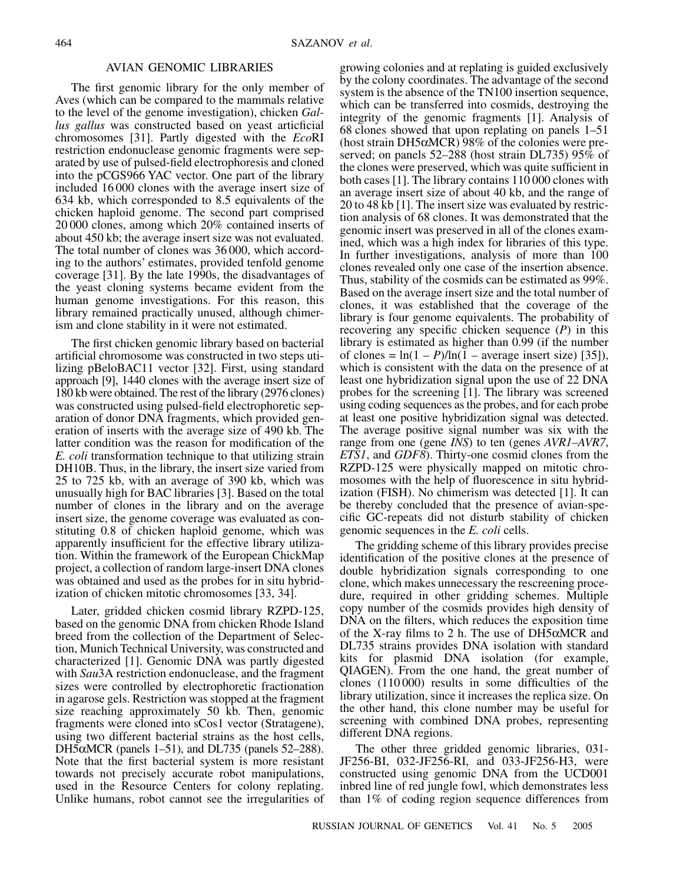## AVIAN GENOMIC LIBRARIES

The first genomic library for the only member of Aves (which can be compared to the mammals relative to the level of the genome investigation), chicken *Gallus gallus* was constructed based on yeast articficial chromosomes [31]. Partly digested with the *Eco*RI restriction endonuclease genomic fragments were separated by use of pulsed-field electrophoresis and cloned into the pCGS966 YAC vector. One part of the library included 16 000 clones with the average insert size of 634 kb, which corresponded to 8.5 equivalents of the chicken haploid genome. The second part comprised 20 000 clones, among which 20% contained inserts of about 450 kb; the average insert size was not evaluated. The total number of clones was 36 000, which according to the authors' estimates, provided tenfold genome coverage [31]. By the late 1990s, the disadvantages of the yeast cloning systems became evident from the human genome investigations. For this reason, this library remained practically unused, although chimerism and clone stability in it were not estimated.

The first chicken genomic library based on bacterial artificial chromosome was constructed in two steps utilizing pBeloBAC11 vector [32]. First, using standard approach [9], 1440 clones with the average insert size of 180 kb were obtained. The rest of the library (2976 clones) was constructed using pulsed-field electrophoretic separation of donor DNA fragments, which provided generation of inserts with the average size of 490 kb. The latter condition was the reason for modification of the *E. coli* transformation technique to that utilizing strain DH10B. Thus, in the library, the insert size varied from 25 to 725 kb, with an average of 390 kb, which was unusually high for BAC libraries [3]. Based on the total number of clones in the library and on the average insert size, the genome coverage was evaluated as constituting 0.8 of chicken haploid genome, which was apparently insufficient for the effective library utilization. Within the framework of the European ChickMap project, a collection of random large-insert DNA clones was obtained and used as the probes for in situ hybridization of chicken mitotic chromosomes [33, 34].

Later, gridded chicken cosmid library RZPD-125, based on the genomic DNA from chicken Rhode Island breed from the collection of the Department of Selection, Munich Technical University, was constructed and characterized [1]. Genomic DNA was partly digested with *Sau*3A restriction endonuclease, and the fragment sizes were controlled by electrophoretic fractionation in agarose gels. Restriction was stopped at the fragment size reaching approximately 50 kb. Then, genomic fragments were cloned into sCos1 vector (Stratagene), using two different bacterial strains as the host cells, DH5αMCR (panels 1–51), and DL735 (panels 52–288). Note that the first bacterial system is more resistant towards not precisely accurate robot manipulations, used in the Resource Centers for colony replating. Unlike humans, robot cannot see the irregularities of growing colonies and at replating is guided exclusively by the colony coordinates. The advantage of the second system is the absence of the TN100 insertion sequence, which can be transferred into cosmids, destroying the integrity of the genomic fragments [1]. Analysis of 68 clones showed that upon replating on panels 1–51 (host strain DH5αMCR) 98% of the colonies were preserved; on panels 52–288 (host strain DL735) 95% of the clones were preserved, which was quite sufficient in both cases [1]. The library contains 110 000 clones with an average insert size of about 40 kb, and the range of 20 to 48 kb [1]. The insert size was evaluated by restriction analysis of 68 clones. It was demonstrated that the genomic insert was preserved in all of the clones examined, which was a high index for libraries of this type. In further investigations, analysis of more than 100 clones revealed only one case of the insertion absence. Thus, stability of the cosmids can be estimated as 99%. Based on the average insert size and the total number of clones, it was established that the coverage of the library is four genome equivalents. The probability of recovering any specific chicken sequence ($P$) in this library is estimated as higher than 0.99 (if the number of clones = $\ln(1 - P)/\ln(1 - \text{average insert size})$ [35]), which is consistent with the data on the presence of at least one hybridization signal upon the use of 22 DNA probes for the screening [1]. The library was screened using coding sequences as the probes, and for each probe at least one positive hybridization signal was detected. The average positive signal number was six with the range from one (gene *INS*) to ten (genes *AVR1–AVR7*, *ETS1*, and *GDF8*). Thirty-one cosmid clones from the RZPD-125 were physically mapped on mitotic chromosomes with the help of fluorescence in situ hybridization (FISH). No chimerism was detected [1]. It can be thereby concluded that the presence of avian-specific GC-repeats did not disturb stability of chicken genomic sequences in the *E. coli* cells.

The gridding scheme of this library provides precise identification of the positive clones at the presence of double hybridization signals corresponding to one clone, which makes unnecessary the rescreening procedure, required in other gridding schemes. Multiple copy number of the cosmids provides high density of DNA on the filters, which reduces the exposition time of the X-ray films to 2 h. The use of DH5αMCR and DL735 strains provides DNA isolation with standard kits for plasmid DNA isolation (for example, QIAGEN). From the one hand, the great number of clones (110 000) results in some difficulties of the library utilization, since it increases the replica size. On the other hand, this clone number may be useful for screening with combined DNA probes, representing different DNA regions.

The other three gridded genomic libraries, 031-JF256-BI, 032-JF256-RI, and 033-JF256-H3, were constructed using genomic DNA from the UCD001 inbred line of red jungle fowl, which demonstrates less than 1% of coding region sequence differences from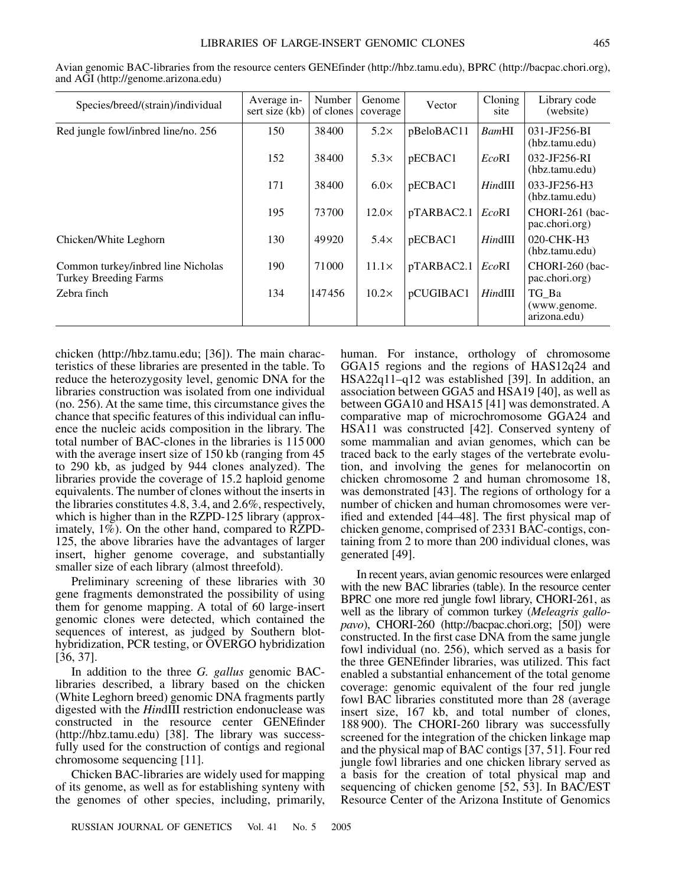Avian genomic BAC-libraries from the resource centers GENEfinder (http://hbz.tamu.edu), BPRC (http://bacpac.chori.org), and AGI (http://genome.arizona.edu)

| Species/breed/(strain)/individual | Average insert size (kb) | Number of clones | Genome coverage | Vector | Cloning site | Library code (website) |
|---|---|---|---|---|---|---|
| Red jungle fowl/inbred line/no. 256 | 150 | 38400 | 5.2× | pBeloBAC11 | *Bam*HI | 031-JF256-BI (hbz.tamu.edu) |
| | 152 | 38400 | 5.3× | pECBAC1 | *Eco*RI | 032-JF256-RI (hbz.tamu.edu) |
| | 171 | 38400 | 6.0× | pECBAC1 | *Hin*dIII | 033-JF256-H3 (hbz.tamu.edu) |
| | 195 | 73700 | 12.0× | pTARBAC2.1 | *Eco*RI | CHORI-261 (bacpac.chori.org) |
| Chicken/White Leghorn | 130 | 49920 | 5.4× | pECBAC1 | *Hin*dIII | 020-CHK-H3 (hbz.tamu.edu) |
| Common turkey/inbred line Nicholas Turkey Breeding Farms | 190 | 71000 | 11.1× | pTARBAC2.1 | *Eco*RI | CHORI-260 (bacpac.chori.org) |
| Zebra finch | 134 | 147456 | 10.2× | pCUGIBAC1 | *Hin*dIII | TG_Ba (www.genome.arizona.edu) |

chicken (http://hbz.tamu.edu; [36]). The main characteristics of these libraries are presented in the table. To reduce the heterozygosity level, genomic DNA for the libraries construction was isolated from one individual (no. 256). At the same time, this circumstance gives the chance that specific features of this individual can influence the nucleic acids composition in the library. The total number of BAC-clones in the libraries is 115 000 with the average insert size of 150 kb (ranging from 45 to 290 kb, as judged by 944 clones analyzed). The libraries provide the coverage of 15.2 haploid genome equivalents. The number of clones without the inserts in the libraries constitutes 4.8, 3.4, and 2.6%, respectively, which is higher than in the RZPD-125 library (approximately, 1%). On the other hand, compared to RZPD-125, the above libraries have the advantages of larger insert, higher genome coverage, and substantially smaller size of each library (almost threefold).

Preliminary screening of these libraries with 30 gene fragments demonstrated the possibility of using them for genome mapping. A total of 60 large-insert genomic clones were detected, which contained the sequences of interest, as judged by Southern blot-hybridization, PCR testing, or OVERGO hybridization [36, 37].

In addition to the three *G. gallus* genomic BAC-libraries described, a library based on the chicken (White Leghorn breed) genomic DNA fragments partly digested with the *Hin*dIII restriction endonuclease was constructed in the resource center GENEfinder (http://hbz.tamu.edu) [38]. The library was successfully used for the construction of contigs and regional chromosome sequencing [11].

Chicken BAC-libraries are widely used for mapping of its genome, as well as for establishing synteny with the genomes of other species, including, primarily, human. For instance, orthology of chromosome GGA15 regions and the regions of HAS12q24 and HSA22q11–q12 was established [39]. In addition, an association between GGA5 and HSA19 [40], as well as between GGA10 and HSA15 [41] was demonstrated. A comparative map of microchromosome GGA24 and HSA11 was constructed [42]. Conserved synteny of some mammalian and avian genomes, which can be traced back to the early stages of the vertebrate evolution, and involving the genes for melanocortin on chicken chromosome 2 and human chromosome 18, was demonstrated [43]. The regions of orthology for a number of chicken and human chromosomes were verified and extended [44–48]. The first physical map of chicken genome, comprised of 2331 BAC-contigs, containing from 2 to more than 200 individual clones, was generated [49].

In recent years, avian genomic resources were enlarged with the new BAC libraries (table). In the resource center BPRC one more red jungle fowl library, CHORI-261, as well as the library of common turkey (*Meleagris gallopavo*), CHORI-260 (http://bacpac.chori.org; [50]) were constructed. In the first case DNA from the same jungle fowl individual (no. 256), which served as a basis for the three GENEfinder libraries, was utilized. This fact enabled a substantial enhancement of the total genome coverage: genomic equivalent of the four red jungle fowl BAC libraries constituted more than 28 (average insert size, 167 kb, and total number of clones, 188 900). The CHORI-260 library was successfully screened for the integration of the chicken linkage map and the physical map of BAC contigs [37, 51]. Four red jungle fowl libraries and one chicken library served as a basis for the creation of total physical map and sequencing of chicken genome [52, 53]. In BAC/EST Resource Center of the Arizona Institute of Genomics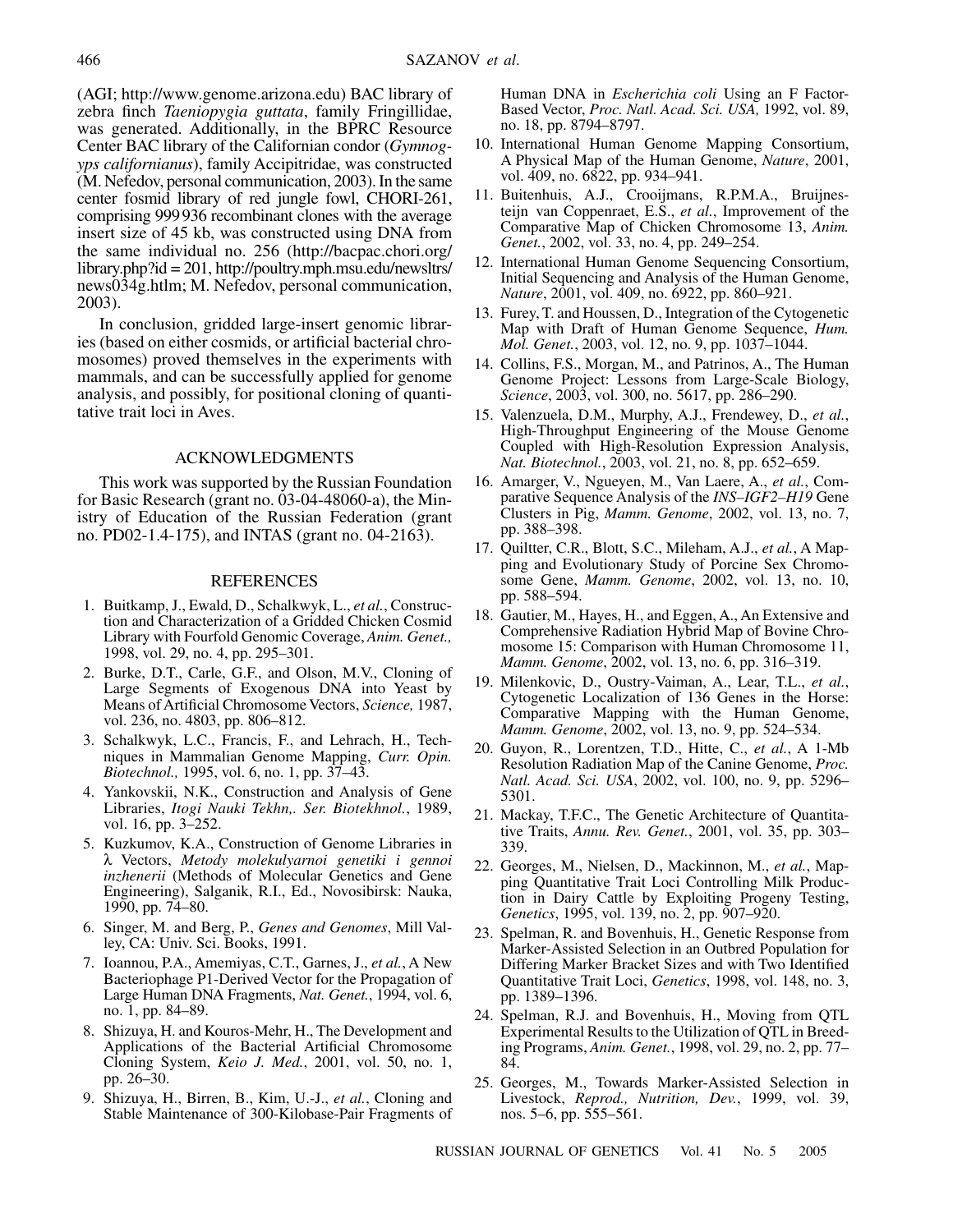(AGI; http://www.genome.arizona.edu) BAC library of zebra finch *Taeniopygia guttata*, family Fringillidae, was generated. Additionally, in the BPRC Resource Center BAC library of the Californian condor (*Gymnogyps californianus*), family Accipitridae, was constructed (M. Nefedov, personal communication, 2003). In the same center fosmid library of red jungle fowl, CHORI-261, comprising 999 936 recombinant clones with the average insert size of 45 kb, was constructed using DNA from the same individual no. 256 (http://bacpac.chori.org/library.php?id = 201, http://poultry.mph.msu.edu/newsltrs/news034g.htlm; M. Nefedov, personal communication, 2003).

In conclusion, gridded large-insert genomic libraries (based on either cosmids, or artificial bacterial chromosomes) proved themselves in the experiments with mammals, and can be successfully applied for genome analysis, and possibly, for positional cloning of quantitative trait loci in Aves.

## ACKNOWLEDGMENTS

This work was supported by the Russian Foundation for Basic Research (grant no. 03-04-48060-a), the Ministry of Education of the Russian Federation (grant no. PD02-1.4-175), and INTAS (grant no. 04-2163).

## REFERENCES

1. Buitkamp, J., Ewald, D., Schalkwyk, L., *et al.*, Construction and Characterization of a Gridded Chicken Cosmid Library with Fourfold Genomic Coverage, *Anim. Genet.,* 1998, vol. 29, no. 4, pp. 295–301.
2. Burke, D.T., Carle, G.F., and Olson, M.V., Cloning of Large Segments of Exogenous DNA into Yeast by Means of Artificial Chromosome Vectors, *Science,* 1987, vol. 236, no. 4803, pp. 806–812.
3. Schalkwyk, L.C., Francis, F., and Lehrach, H., Techniques in Mammalian Genome Mapping, *Curr. Opin. Biotechnol.,* 1995, vol. 6, no. 1, pp. 37–43.
4. Yankovskii, N.K., Construction and Analysis of Gene Libraries, *Itogi Nauki Tekhn,. Ser. Biotekhnol.*, 1989, vol. 16, pp. 3–252.
5. Kuzkumov, K.A., Construction of Genome Libraries in λ Vectors, *Metody molekulyarnoi genetiki i gennoi inzhenerii* (Methods of Molecular Genetics and Gene Engineering), Salganik, R.I., Ed., Novosibirsk: Nauka, 1990, pp. 74–80.
6. Singer, M. and Berg, P., *Genes and Genomes*, Mill Valley, CA: Univ. Sci. Books, 1991.
7. Ioannou, P.A., Amemiyas, C.T., Garnes, J., *et al.*, A New Bacteriophage P1-Derived Vector for the Propagation of Large Human DNA Fragments, *Nat. Genet.*, 1994, vol. 6, no. 1, pp. 84–89.
8. Shizuya, H. and Kouros-Mehr, H., The Development and Applications of the Bacterial Artificial Chromosome Cloning System, *Keio J. Med.*, 2001, vol. 50, no. 1, pp. 26–30.
9. Shizuya, H., Birren, B., Kim, U.-J., *et al.*, Cloning and Stable Maintenance of 300-Kilobase-Pair Fragments of Human DNA in *Escherichia coli* Using an F Factor-Based Vector, *Proc. Natl. Acad. Sci. USA,* 1992, vol. 89, no. 18, pp. 8794–8797.
10. International Human Genome Mapping Consortium, A Physical Map of the Human Genome, *Nature*, 2001, vol. 409, no. 6822, pp. 934–941.
11. Buitenhuis, A.J., Crooijmans, R.P.M.A., Bruijnesteijn van Coppenraet, E.S., *et al.*, Improvement of the Comparative Map of Chicken Chromosome 13, *Anim. Genet.*, 2002, vol. 33, no. 4, pp. 249–254.
12. International Human Genome Sequencing Consortium, Initial Sequencing and Analysis of the Human Genome, *Nature*, 2001, vol. 409, no. 6922, pp. 860–921.
13. Furey, T. and Houssen, D., Integration of the Cytogenetic Map with Draft of Human Genome Sequence, *Hum. Mol. Genet.*, 2003, vol. 12, no. 9, pp. 1037–1044.
14. Collins, F.S., Morgan, M., and Patrinos, A., The Human Genome Project: Lessons from Large-Scale Biology, *Science*, 2003, vol. 300, no. 5617, pp. 286–290.
15. Valenzuela, D.M., Murphy, A.J., Frendewey, D., *et al.*, High-Throughput Engineering of the Mouse Genome Coupled with High-Resolution Expression Analysis, *Nat. Biotechnol.*, 2003, vol. 21, no. 8, pp. 652–659.
16. Amarger, V., Ngueyen, M., Van Laere, A., *et al.*, Comparative Sequence Analysis of the *INS–IGF2–H19* Gene Clusters in Pig, *Mamm. Genome*, 2002, vol. 13, no. 7, pp. 388–398.
17. Quiltter, C.R., Blott, S.C., Mileham, A.J., *et al.*, A Mapping and Evolutionary Study of Porcine Sex Chromosome Gene, *Mamm. Genome*, 2002, vol. 13, no. 10, pp. 588–594.
18. Gautier, M., Hayes, H., and Eggen, A., An Extensive and Comprehensive Radiation Hybrid Map of Bovine Chromosome 15: Comparison with Human Chromosome 11, *Mamm. Genome*, 2002, vol. 13, no. 6, pp. 316–319.
19. Milenkovic, D., Oustry-Vaiman, A., Lear, T.L., *et al.*, Cytogenetic Localization of 136 Genes in the Horse: Comparative Mapping with the Human Genome, *Mamm. Genome*, 2002, vol. 13, no. 9, pp. 524–534.
20. Guyon, R., Lorentzen, T.D., Hitte, C., *et al.*, A 1-Mb Resolution Radiation Map of the Canine Genome, *Proc. Natl. Acad. Sci. USA*, 2002, vol. 100, no. 9, pp. 5296–5301.
21. Mackay, T.F.C., The Genetic Architecture of Quantitative Traits, *Annu. Rev. Genet.*, 2001, vol. 35, pp. 303–339.
22. Georges, M., Nielsen, D., Mackinnon, M., *et al.*, Mapping Quantitative Trait Loci Controlling Milk Production in Dairy Cattle by Exploiting Progeny Testing, *Genetics*, 1995, vol. 139, no. 2, pp. 907–920.
23. Spelman, R. and Bovenhuis, H., Genetic Response from Marker-Assisted Selection in an Outbred Population for Differing Marker Bracket Sizes and with Two Identified Quantitative Trait Loci, *Genetics*, 1998, vol. 148, no. 3, pp. 1389–1396.
24. Spelman, R.J. and Bovenhuis, H., Moving from QTL Experimental Results to the Utilization of QTL in Breeding Programs, *Anim. Genet.*, 1998, vol. 29, no. 2, pp. 77–84.
25. Georges, M., Towards Marker-Assisted Selection in Livestock, *Reprod., Nutrition, Dev.*, 1999, vol. 39, nos. 5–6, pp. 555–561.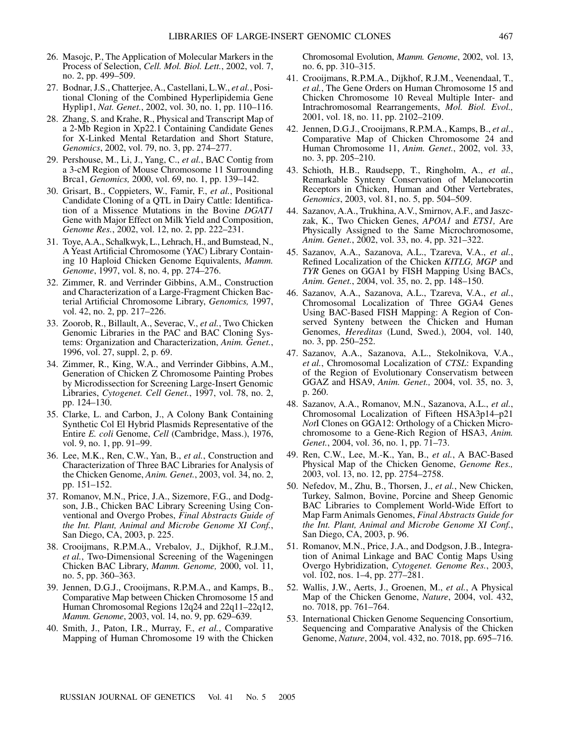26. Masojc, P., The Application of Molecular Markers in the Process of Selection, *Cell. Mol. Biol. Lett.*, 2002, vol. 7, no. 2, pp. 499–509.
27. Bodnar, J.S., Chatterjee, A., Castellani, L.W., *et al.*, Positional Cloning of the Combined Hyperlipidemia Gene Hyplip1, *Nat. Genet.*, 2002, vol. 30, no. 1, pp. 110–116.
28. Zhang, S. and Krahe, R., Physical and Transcript Map of a 2-Mb Region in Xp22.1 Containing Candidate Genes for X-Linked Mental Retardation and Short Stature, *Genomics*, 2002, vol. 79, no. 3, pp. 274–277.
29. Pershouse, M., Li, J., Yang, C., *et al.*, BAC Contig from a 3-cM Region of Mouse Chromosome 11 Surrounding Brca1, *Genomics,* 2000, vol. 69, no. 1, pp. 139–142.
30. Grisart, B., Coppieters, W., Famir, F., *et al.*, Positional Candidate Cloning of a QTL in Dairy Cattle: Identification of a Missence Mutations in the Bovine *DGAT1* Gene with Major Effect on Milk Yield and Composition, *Genome Res.*, 2002, vol. 12, no. 2, pp. 222–231.
31. Toye, A.A., Schalkwyk, L., Lehrach, H., and Bumstead, N., A Yeast Artificial Chromosome (YAC) Library Containing 10 Haploid Chicken Genome Equivalents, *Mamm. Genome*, 1997, vol. 8, no. 4, pp. 274–276.
32. Zimmer, R. and Verrinder Gibbins, A.M., Construction and Characterization of a Large-Fragment Chicken Bacterial Artificial Chromosome Library, *Genomics,* 1997, vol. 42, no. 2, pp. 217–226.
33. Zoorob, R., Billault, A., Severac, V., *et al.*, Two Chicken Genomic Libraries in the PAC and BAC Cloning Systems: Organization and Characterization, *Anim. Genet.*, 1996, vol. 27, suppl. 2, p. 69.
34. Zimmer, R., King, W.A., and Verrinder Gibbins, A.M., Generation of Chicken Z Chromosome Painting Probes by Microdissection for Screening Large-Insert Genomic Libraries, *Cytogenet. Cell Genet.*, 1997, vol. 78, no. 2, pp. 124–130.
35. Clarke, L. and Carbon, J., A Colony Bank Containing Synthetic Col El Hybrid Plasmids Representative of the Entire *E. coli* Genome, *Cell* (Cambridge, Mass.), 1976, vol. 9, no. 1, pp. 91–99.
36. Lee, M.K., Ren, C.W., Yan, B., *et al.*, Construction and Characterization of Three BAC Libraries for Analysis of the Chicken Genome, *Anim. Genet.*, 2003, vol. 34, no. 2, pp. 151–152.
37. Romanov, M.N., Price, J.A., Sizemore, F.G., and Dodgson, J.B., Chicken BAC Library Screening Using Conventional and Overgo Probes, *Final Abstracts Guide of the Int. Plant, Animal and Microbe Genome XI Conf.*, San Diego, CA, 2003, p. 225.
38. Crooijmans, R.P.M.A., Vrebalov, J., Dijkhof, R.J.M., *et al.*, Two-Dimensional Screening of the Wageningen Chicken BAC Library, *Mamm. Genome,* 2000, vol. 11, no. 5, pp. 360–363.
39. Jennen, D.G.J., Crooijmans, R.P.M.A., and Kamps, B., Comparative Map between Chicken Chromosome 15 and Human Chromosomal Regions 12q24 and 22q11–22q12, *Mamm. Genome*, 2003, vol. 14, no. 9, pp. 629–639.
40. Smith, J., Paton, I.R., Murray, F., *et al.*, Comparative Mapping of Human Chromosome 19 with the Chicken Chromosomal Evolution, *Mamm. Genome*, 2002, vol. 13, no. 6, pp. 310–315.
41. Crooijmans, R.P.M.A., Dijkhof, R.J.M., Veenendaal, T., *et al.*, The Gene Orders on Human Chromosome 15 and Chicken Chromosome 10 Reveal Multiple Inter- and Intrachromosomal Rearrangements, *Mol. Biol. Evol.,* 2001, vol. 18, no. 11, pp. 2102–2109.
42. Jennen, D.G.J., Crooijmans, R.P.M.A., Kamps, B., *et al.*, Comparative Map of Chicken Chromosome 24 and Human Chromosome 11, *Anim. Genet.*, 2002, vol. 33, no. 3, pp. 205–210.
43. Schioth, H.B., Raudsepp, T., Ringholm, A., *et al.*, Remarkable Synteny Conservation of Melanocortin Receptors in Chicken, Human and Other Vertebrates, *Genomics*, 2003, vol. 81, no. 5, pp. 504–509.
44. Sazanov, A.A., Trukhina, A.V., Smirnov, A.F., and Jaszczak, K., Two Chicken Genes, *APOA1* and *ETS1,* Are Physically Assigned to the Same Microchromosome, *Anim. Genet.*, 2002, vol. 33, no. 4, pp. 321–322.
45. Sazanov, A.A., Sazanova, A.L., Tzareva, V.A., *et al.*, Refined Localization of the Chicken *KITLG, MGP* and *TYR* Genes on GGA1 by FISH Mapping Using BACs, *Anim. Genet.*, 2004, vol. 35, no. 2, pp. 148–150.
46. Sazanov, A.A., Sazanova, A.L., Tzareva, V.A., *et al.*, Chromosomal Localization of Three GGA4 Genes Using BAC-Based FISH Mapping: A Region of Conserved Synteny between the Chicken and Human Genomes, *Hereditas* (Lund, Swed.), 2004, vol. 140, no. 3, pp. 250–252.
47. Sazanov, A.A., Sazanova, A.L., Stekolnikova, V.A., *et al.*, Chromosomal Localization of *CTSL*: Expanding of the Region of Evolutionary Conservatism between GGAZ and HSA9, *Anim. Genet.,* 2004, vol. 35, no. 3, p. 260.
48. Sazanov, A.A., Romanov, M.N., Sazanova, A.L., *et al.*, Chromosomal Localization of Fifteen HSA3p14–p21 *Not*I Clones on GGA12: Orthology of a Chicken Microchromosome to a Gene-Rich Region of HSA3, *Anim. Genet.*, 2004, vol. 36, no. 1, pp. 71–73.
49. Ren, C.W., Lee, M.-K., Yan, B., *et al.*, A BAC-Based Physical Map of the Chicken Genome, *Genome Res.,* 2003, vol. 13, no. 12, pp. 2754–2758.
50. Nefedov, M., Zhu, B., Thorsen, J., *et al.*, New Chicken, Turkey, Salmon, Bovine, Porcine and Sheep Genomic BAC Libraries to Complement World-Wide Effort to Map Farm Animals Genomes, *Final Abstracts Guide for the Int. Plant, Animal and Microbe Genome XI Conf.*, San Diego, CA, 2003, p. 96.
51. Romanov, M.N., Price, J.A., and Dodgson, J.B., Integration of Animal Linkage and BAC Contig Maps Using Overgo Hybridization, *Cytogenet. Genome Res.*, 2003, vol. 102, nos. 1–4, pp. 277–281.
52. Wallis, J.W., Aerts, J., Groenen, M., *et al.*, A Physical Map of the Chicken Genome, *Nature*, 2004, vol. 432, no. 7018, pp. 761–764.
53. International Chicken Genome Sequencing Consortium, Sequencing and Comparative Analysis of the Chicken Genome, *Nature*, 2004, vol. 432, no. 7018, pp. 695–716.